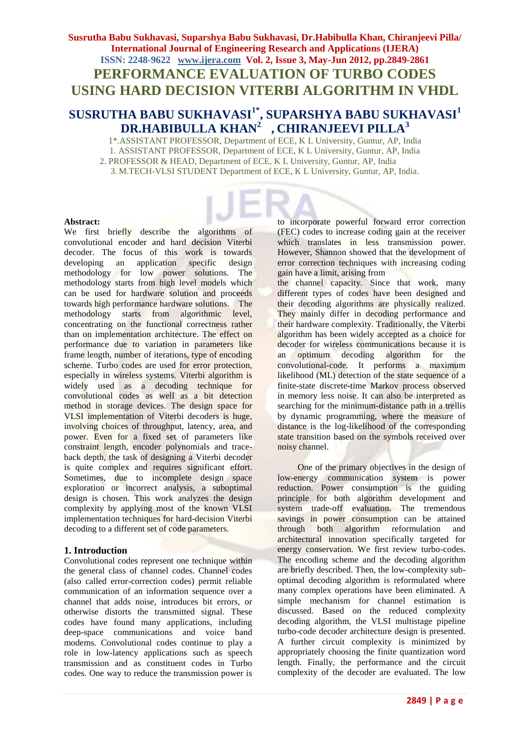# PERFORMANCE EVALUATION OF TURBO CODES USING HARD DECISION VITERBI ALGORITHM IN VHDL

## SUSRUTHA BABU SUKHAVASI[1*], SUPARSHYA BABU SUKHAVASI[1] DR.HABIBULLA KHAN[2], CHIRANJEEVI PILLA[3]

1*.ASSISTANT PROFESSOR, Department of ECE, K L University, Guntur, AP, India
1. ASSISTANT PROFESSOR, Department of ECE, K L University, Guntur, AP, India
2. PROFESSOR & HEAD, Department of ECE, K L University, Guntur, AP, India
3. M.TECH-VLSI STUDENT Department of ECE, K L University, Guntur, AP, India.

**Abstract:**
We first briefly describe the algorithms of convolutional encoder and hard decision Viterbi decoder. The focus of this work is towards developing an application specific design methodology for low power solutions. The methodology starts from high level models which can be used for hardware solution and proceeds towards high performance hardware solutions. The methodology starts from algorithmic level, concentrating on the functional correctness rather than on implementation architecture. The effect on performance due to variation in parameters like frame length, number of iterations, type of encoding scheme. Turbo codes are used for error protection, especially in wireless systems. Viterbi algorithm is widely used as a decoding technique for convolutional codes as well as a bit detection method in storage devices. The design space for VLSI implementation of Viterbi decoders is huge, involving choices of throughput, latency, area, and power. Even for a fixed set of parameters like constraint length, encoder polynomials and trace-back depth, the task of designing a Viterbi decoder is quite complex and requires significant effort. Sometimes, due to incomplete design space exploration or incorrect analysis, a suboptimal design is chosen. This work analyzes the design complexity by applying most of the known VLSI implementation techniques for hard-decision Viterbi decoding to a different set of code parameters.

### 1. Introduction

Convolutional codes represent one technique within the general class of channel codes. Channel codes (also called error-correction codes) permit reliable communication of an information sequence over a channel that adds noise, introduces bit errors, or otherwise distorts the transmitted signal. These codes have found many applications, including deep-space communications and voice band modems. Convolutional codes continue to play a role in low-latency applications such as speech transmission and as constituent codes in Turbo codes. One way to reduce the transmission power is to incorporate powerful forward error correction (FEC) codes to increase coding gain at the receiver which translates in less transmission power. However, Shannon showed that the development of error correction techniques with increasing coding gain have a limit, arising from the channel capacity. Since that work, many different types of codes have been designed and their decoding algorithms are physically realized. They mainly differ in decoding performance and their hardware complexity. Traditionally, the Viterbi algorithm has been widely accepted as a choice for decoder for wireless communications because it is an optimum decoding algorithm for the convolutional-code. It performs a maximum likelihood (ML) detection of the state sequence of a finite-state discrete-time Markov process observed in memory less noise. It can also be interpreted as searching for the minimum-distance path in a trellis by dynamic programming, where the measure of distance is the log-likelihood of the corresponding state transition based on the symbols received over noisy channel.

One of the primary objectives in the design of low-energy communication system is power reduction. Power consumption is the guiding principle for both algorithm development and system trade-off evaluation. The tremendous savings in power consumption can be attained through both algorithm reformulation and architectural innovation specifically targeted for energy conservation. We first review turbo-codes. The encoding scheme and the decoding algorithm are briefly described. Then, the low-complexity sub-optimal decoding algorithm is reformulated where many complex operations have been eliminated. A simple mechanism for channel estimation is discussed. Based on the reduced complexity decoding algorithm, the VLSI multistage pipeline turbo-code decoder architecture design is presented. A further circuit complexity is minimized by appropriately choosing the finite quantization word length. Finally, the performance and the circuit complexity of the decoder are evaluated. The low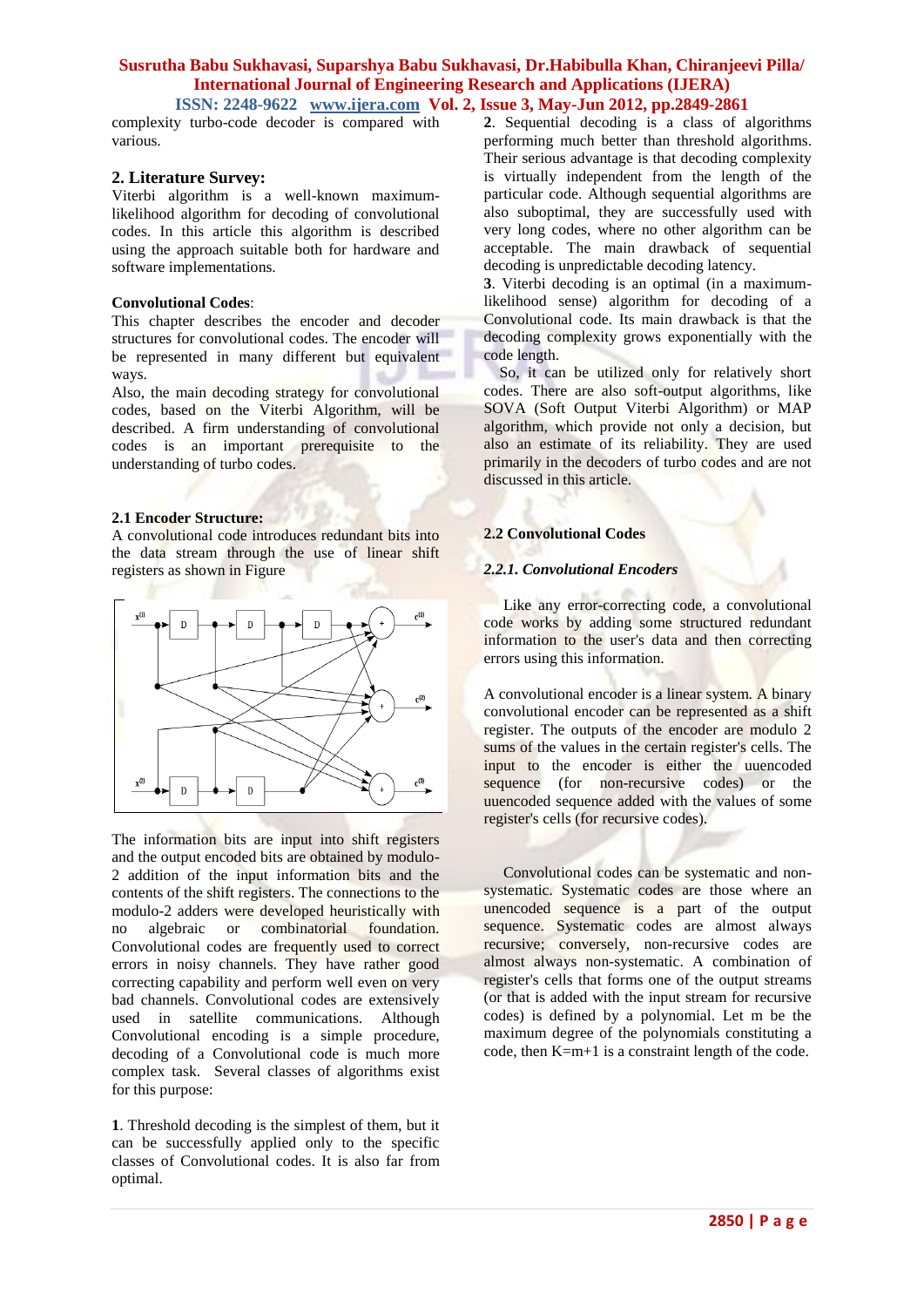complexity turbo-code decoder is compared with various.

## 2. Literature Survey:

Viterbi algorithm is a well-known maximum-likelihood algorithm for decoding of convolutional codes. In this article this algorithm is described using the approach suitable both for hardware and software implementations.

**Convolutional Codes**:

This chapter describes the encoder and decoder structures for convolutional codes. The encoder will be represented in many different but equivalent ways.

Also, the main decoding strategy for convolutional codes, based on the Viterbi Algorithm, will be described. A firm understanding of convolutional codes is an important prerequisite to the understanding of turbo codes.

### 2.1 Encoder Structure:

A convolutional code introduces redundant bits into the data stream through the use of linear shift registers as shown in Figure

$x^{(1)}$ D D D $c^{(1)}$

$c^{(2)}$

$x^{(2)}$ D D $c^{(3)}$

The information bits are input into shift registers and the output encoded bits are obtained by modulo-2 addition of the input information bits and the contents of the shift registers. The connections to the modulo-2 adders were developed heuristically with no algebraic or combinatorial foundation. Convolutional codes are frequently used to correct errors in noisy channels. They have rather good correcting capability and perform well even on very bad channels. Convolutional codes are extensively used in satellite communications. Although Convolutional encoding is a simple procedure, decoding of a Convolutional code is much more complex task. Several classes of algorithms exist for this purpose:

**1**. Threshold decoding is the simplest of them, but it can be successfully applied only to the specific classes of Convolutional codes. It is also far from optimal.

**2**. Sequential decoding is a class of algorithms performing much better than threshold algorithms. Their serious advantage is that decoding complexity is virtually independent from the length of the particular code. Although sequential algorithms are also suboptimal, they are successfully used with very long codes, where no other algorithm can be acceptable. The main drawback of sequential decoding is unpredictable decoding latency.

**3**. Viterbi decoding is an optimal (in a maximum-likelihood sense) algorithm for decoding of a Convolutional code. Its main drawback is that the decoding complexity grows exponentially with the code length.

So, it can be utilized only for relatively short codes. There are also soft-output algorithms, like SOVA (Soft Output Viterbi Algorithm) or MAP algorithm, which provide not only a decision, but also an estimate of its reliability. They are used primarily in the decoders of turbo codes and are not discussed in this article.

### 2.2 Convolutional Codes

#### *2.2.1. Convolutional Encoders*

Like any error-correcting code, a convolutional code works by adding some structured redundant information to the user's data and then correcting errors using this information.

A convolutional encoder is a linear system. A binary convolutional encoder can be represented as a shift register. The outputs of the encoder are modulo 2 sums of the values in the certain register's cells. The input to the encoder is either the uuencoded sequence (for non-recursive codes) or the uuencoded sequence added with the values of some register's cells (for recursive codes).

Convolutional codes can be systematic and non-systematic. Systematic codes are those where an unencoded sequence is a part of the output sequence. Systematic codes are almost always recursive; conversely, non-recursive codes are almost always non-systematic. A combination of register's cells that forms one of the output streams (or that is added with the input stream for recursive codes) is defined by a polynomial. Let m be the maximum degree of the polynomials constituting a code, then K=m+1 is a constraint length of the code.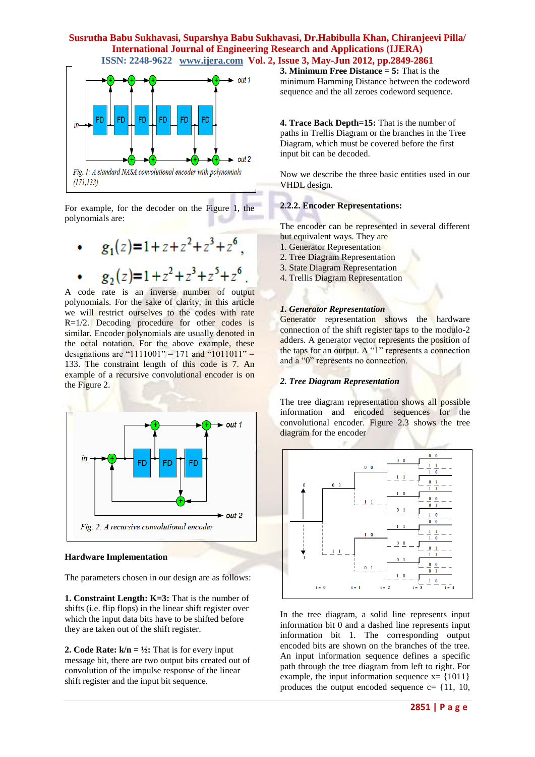Fig. 1: A standard NASA convolutional encoder with polynomials (171,133)

For example, for the decoder on the Figure 1, the polynomials are:

- $g_1(z) = 1 + z + z^2 + z^3 + z^6$,
- $g_2(z) = 1 + z^2 + z^3 + z^5 + z^6$.

A code rate is an inverse number of output polynomials. For the sake of clarity, in this article we will restrict ourselves to the codes with rate R=1/2. Decoding procedure for other codes is similar. Encoder polynomials are usually denoted in the octal notation. For the above example, these designations are “1111001” = 171 and “1011011” = 133. The constraint length of this code is 7. An example of a recursive convolutional encoder is on the Figure 2.

Fig. 2: A recursive convolutional encoder

**Hardware Implementation**

The parameters chosen in our design are as follows:

**1. Constraint Length: K=3:** That is the number of shifts (i.e. flip flops) in the linear shift register over which the input data bits have to be shifted before they are taken out of the shift register.

**2. Code Rate: k/n = ½:** That is for every input message bit, there are two output bits created out of convolution of the impulse response of the linear shift register and the input bit sequence.

**3. Minimum Free Distance = 5:** That is the minimum Hamming Distance between the codeword sequence and the all zeroes codeword sequence.

**4. Trace Back Depth=15:** That is the number of paths in Trellis Diagram or the branches in the Tree Diagram, which must be covered before the first input bit can be decoded.

Now we describe the three basic entities used in our VHDL design.

**2.2.2. Encoder Representations:**

The encoder can be represented in several different but equivalent ways. They are
1. Generator Representation
2. Tree Diagram Representation
3. State Diagram Representation
4. Trellis Diagram Representation

***1. Generator Representation***

Generator representation shows the hardware connection of the shift register taps to the modulo-2 adders. A generator vector represents the position of the taps for an output. A “1” represents a connection and a “0” represents no connection.

***2. Tree Diagram Representation***

The tree diagram representation shows all possible information and encoded sequences for the convolutional encoder. Figure 2.3 shows the tree diagram for the encoder

In the tree diagram, a solid line represents input information bit 0 and a dashed line represents input information bit 1. The corresponding output encoded bits are shown on the branches of the tree. An input information sequence defines a specific path through the tree diagram from left to right. For example, the input information sequence x= {1011} produces the output encoded sequence c= {11, 10,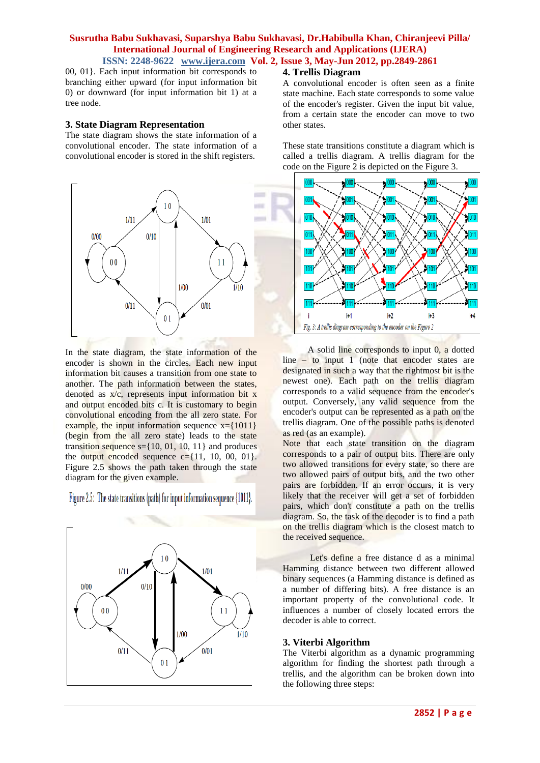00, 01}. Each input information bit corresponds to branching either upward (for input information bit 0) or downward (for input information bit 1) at a tree node.

## 3. State Diagram Representation

The state diagram shows the state information of a convolutional encoder. The state information of a convolutional encoder is stored in the shift registers.

0/00
1/11
1 0
0/10
1/01
0 0
1 1
1/00
1/10
0/11
0/01
0 1

In the state diagram, the state information of the encoder is shown in the circles. Each new input information bit causes a transition from one state to another. The path information between the states, denoted as x/c, represents input information bit x and output encoded bits c. It is customary to begin convolutional encoding from the all zero state. For example, the input information sequence x={1011} (begin from the all zero state) leads to the state transition sequence s={10, 01, 10, 11} and produces the output encoded sequence c={11, 10, 00, 01}. Figure 2.5 shows the path taken through the state diagram for the given example.

Figure 2.5: The state transitions (path) for input information sequence {1011}.

0/00
1/11
1 0
0/10
1/01
0 0
1 1
1/00
1/10
0/11
0/01
0 1

## 4. Trellis Diagram

A convolutional encoder is often seen as a finite state machine. Each state corresponds to some value of the encoder's register. Given the input bit value, from a certain state the encoder can move to two other states.

These state transitions constitute a diagram which is called a trellis diagram. A trellis diagram for the code on the Figure 2 is depicted on the Figure 3.

000 001 010 011 100 101 110 111
i i+1 i+2 i+3 i+4

Fig. 3: A trellis diagram corresponding to the encoder on the Figure 2

A solid line corresponds to input 0, a dotted line – to input 1 (note that encoder states are designated in such a way that the rightmost bit is the newest one). Each path on the trellis diagram corresponds to a valid sequence from the encoder's output. Conversely, any valid sequence from the encoder's output can be represented as a path on the trellis diagram. One of the possible paths is denoted as red (as an example).

Note that each state transition on the diagram corresponds to a pair of output bits. There are only two allowed transitions for every state, so there are two allowed pairs of output bits, and the two other pairs are forbidden. If an error occurs, it is very likely that the receiver will get a set of forbidden pairs, which don't constitute a path on the trellis diagram. So, the task of the decoder is to find a path on the trellis diagram which is the closest match to the received sequence.

Let's define a free distance d as a minimal Hamming distance between two different allowed binary sequences (a Hamming distance is defined as a number of differing bits). A free distance is an important property of the convolutional code. It influences a number of closely located errors the decoder is able to correct.

## 3. Viterbi Algorithm

The Viterbi algorithm as a dynamic programming algorithm for finding the shortest path through a trellis, and the algorithm can be broken down into the following three steps: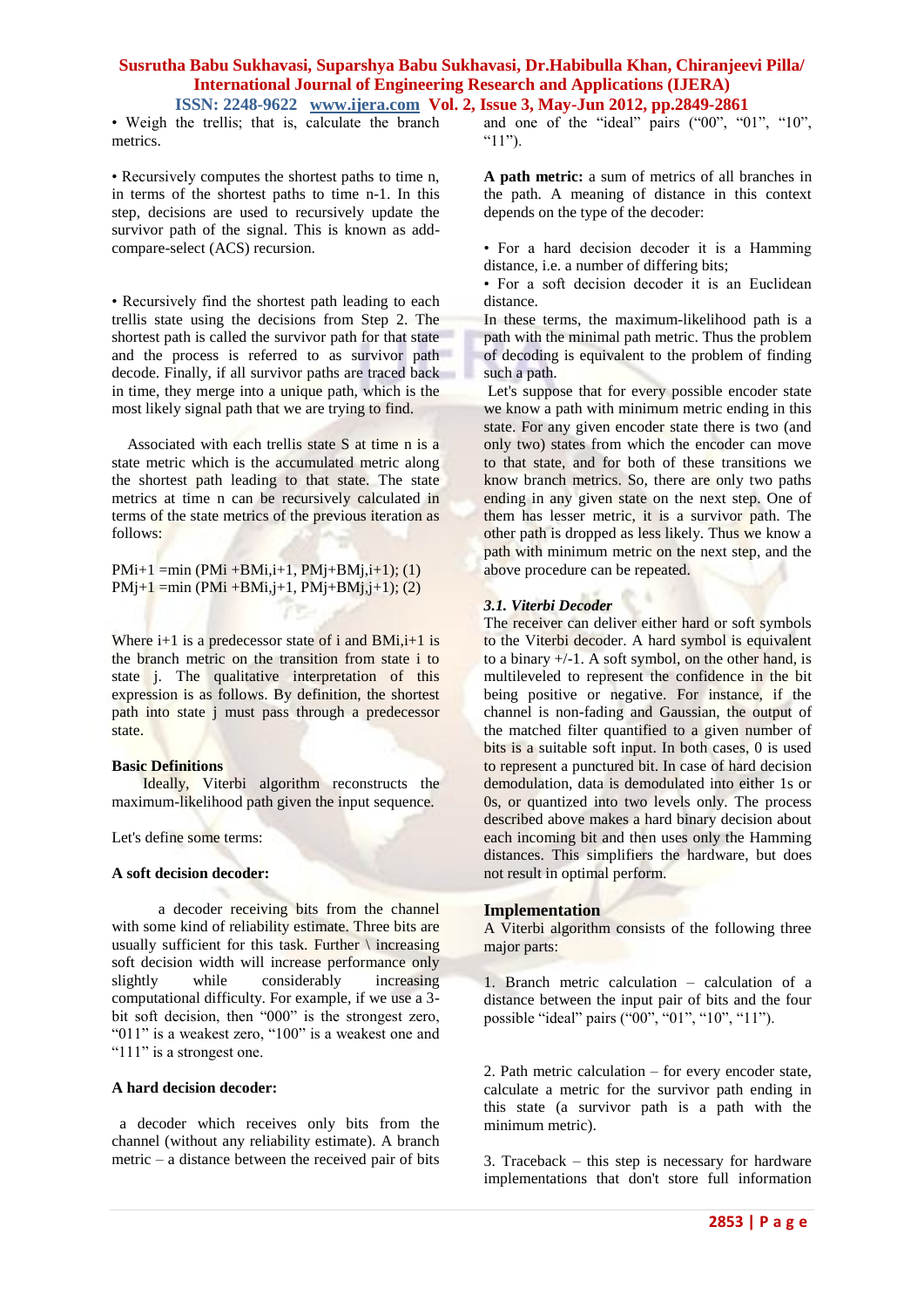• Weigh the trellis; that is, calculate the branch metrics.

• Recursively computes the shortest paths to time n, in terms of the shortest paths to time n-1. In this step, decisions are used to recursively update the survivor path of the signal. This is known as add-compare-select (ACS) recursion.

• Recursively find the shortest path leading to each trellis state using the decisions from Step 2. The shortest path is called the survivor path for that state and the process is referred to as survivor path decode. Finally, if all survivor paths are traced back in time, they merge into a unique path, which is the most likely signal path that we are trying to find.

Associated with each trellis state S at time n is a state metric which is the accumulated metric along the shortest path leading to that state. The state metrics at time n can be recursively calculated in terms of the state metrics of the previous iteration as follows:

$PM_{i+1} = \min(PM_i + BM_{i,i+1}, PM_j + BM_{j,i+1})$; (1)
$PM_{j+1} = \min(PM_i + BM_{i,j+1}, PM_j + BM_{j,j+1})$; (2)

Where i+1 is a predecessor state of i and $BM_{i,i+1}$ is the branch metric on the transition from state i to state j. The qualitative interpretation of this expression is as follows. By definition, the shortest path into state j must pass through a predecessor state.

**Basic Definitions**

Ideally, Viterbi algorithm reconstructs the maximum-likelihood path given the input sequence.

Let's define some terms:

**A soft decision decoder:**

a decoder receiving bits from the channel with some kind of reliability estimate. Three bits are usually sufficient for this task. Further \ increasing soft decision width will increase performance only slightly while considerably increasing computational difficulty. For example, if we use a 3-bit soft decision, then "000" is the strongest zero, "011" is a weakest zero, "100" is a weakest one and "111" is a strongest one.

**A hard decision decoder:**

a decoder which receives only bits from the channel (without any reliability estimate). A branch metric – a distance between the received pair of bits and one of the "ideal" pairs ("00", "01", "10", "11").

**A path metric:** a sum of metrics of all branches in the path. A meaning of distance in this context depends on the type of the decoder:

• For a hard decision decoder it is a Hamming distance, i.e. a number of differing bits;
• For a soft decision decoder it is an Euclidean distance.

In these terms, the maximum-likelihood path is a path with the minimal path metric. Thus the problem of decoding is equivalent to the problem of finding such a path.

Let's suppose that for every possible encoder state we know a path with minimum metric ending in this state. For any given encoder state there is two (and only two) states from which the encoder can move to that state, and for both of these transitions we know branch metrics. So, there are only two paths ending in any given state on the next step. One of them has lesser metric, it is a survivor path. The other path is dropped as less likely. Thus we know a path with minimum metric on the next step, and the above procedure can be repeated.

### *3.1. Viterbi Decoder*

The receiver can deliver either hard or soft symbols to the Viterbi decoder. A hard symbol is equivalent to a binary +/-1. A soft symbol, on the other hand, is multileveled to represent the confidence in the bit being positive or negative. For instance, if the channel is non-fading and Gaussian, the output of the matched filter quantified to a given number of bits is a suitable soft input. In both cases, 0 is used to represent a punctured bit. In case of hard decision demodulation, data is demodulated into either 1s or 0s, or quantized into two levels only. The process described above makes a hard binary decision about each incoming bit and then uses only the Hamming distances. This simplifiers the hardware, but does not result in optimal perform.

## Implementation

A Viterbi algorithm consists of the following three major parts:

1. Branch metric calculation – calculation of a distance between the input pair of bits and the four possible "ideal" pairs ("00", "01", "10", "11").

2. Path metric calculation – for every encoder state, calculate a metric for the survivor path ending in this state (a survivor path is a path with the minimum metric).

3. Traceback – this step is necessary for hardware implementations that don't store full information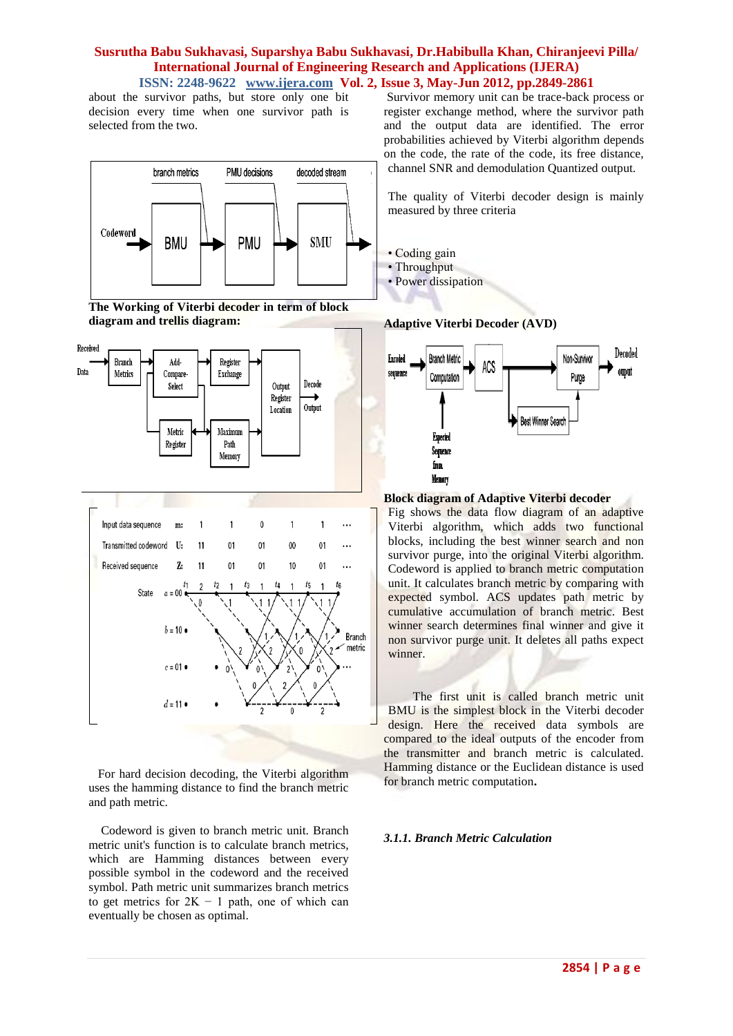about the survivor paths, but store only one bit decision every time when one survivor path is selected from the two.

branch metrics

PMU decisions

decoded stream

Codeword

BMU

PMU

SMU

**The Working of Viterbi decoder in term of block diagram and trellis diagram:**

Received Data

Branch Metrics

Add-Compare-Select

Register Exchange

Output Register Location

Decode Output

Metric Register

Maximum Path Memory

Input data sequence m: 1 1 0 1 1 ...

Transmitted codeword U: 11 01 01 00 01 ...

Received sequence Z: 11 01 01 10 01 ...

State

$a = 00$

$b = 10$

$c = 01$

$d = 11$

$t_1$ $t_2$ $t_3$ $t_4$ $t_5$ $t_6$

Branch metric

For hard decision decoding, the Viterbi algorithm uses the hamming distance to find the branch metric and path metric.

Codeword is given to branch metric unit. Branch metric unit's function is to calculate branch metrics, which are Hamming distances between every possible symbol in the codeword and the received symbol. Path metric unit summarizes branch metrics to get metrics for 2K − 1 path, one of which can eventually be chosen as optimal.

Survivor memory unit can be trace-back process or register exchange method, where the survivor path and the output data are identified. The error probabilities achieved by Viterbi algorithm depends on the code, the rate of the code, its free distance, channel SNR and demodulation Quantized output.

The quality of Viterbi decoder design is mainly measured by three criteria

- Coding gain
- Throughput
- Power dissipation

**Adaptive Viterbi Decoder (AVD)**

Encoded sequence

Branch Metric Computation

ACS

Non-Survivor Purge

Decoded output

Best Winner Search

Expected Sequence from Memory

**Block diagram of Adaptive Viterbi decoder**

Fig shows the data flow diagram of an adaptive Viterbi algorithm, which adds two functional blocks, including the best winner search and non survivor purge, into the original Viterbi algorithm. Codeword is applied to branch metric computation unit. It calculates branch metric by comparing with expected symbol. ACS updates path metric by cumulative accumulation of branch metric. Best winner search determines final winner and give it non survivor purge unit. It deletes all paths expect winner.

The first unit is called branch metric unit BMU is the simplest block in the Viterbi decoder design. Here the received data symbols are compared to the ideal outputs of the encoder from the transmitter and branch metric is calculated. Hamming distance or the Euclidean distance is used for branch metric computation**.**

***3.1.1. Branch Metric Calculation***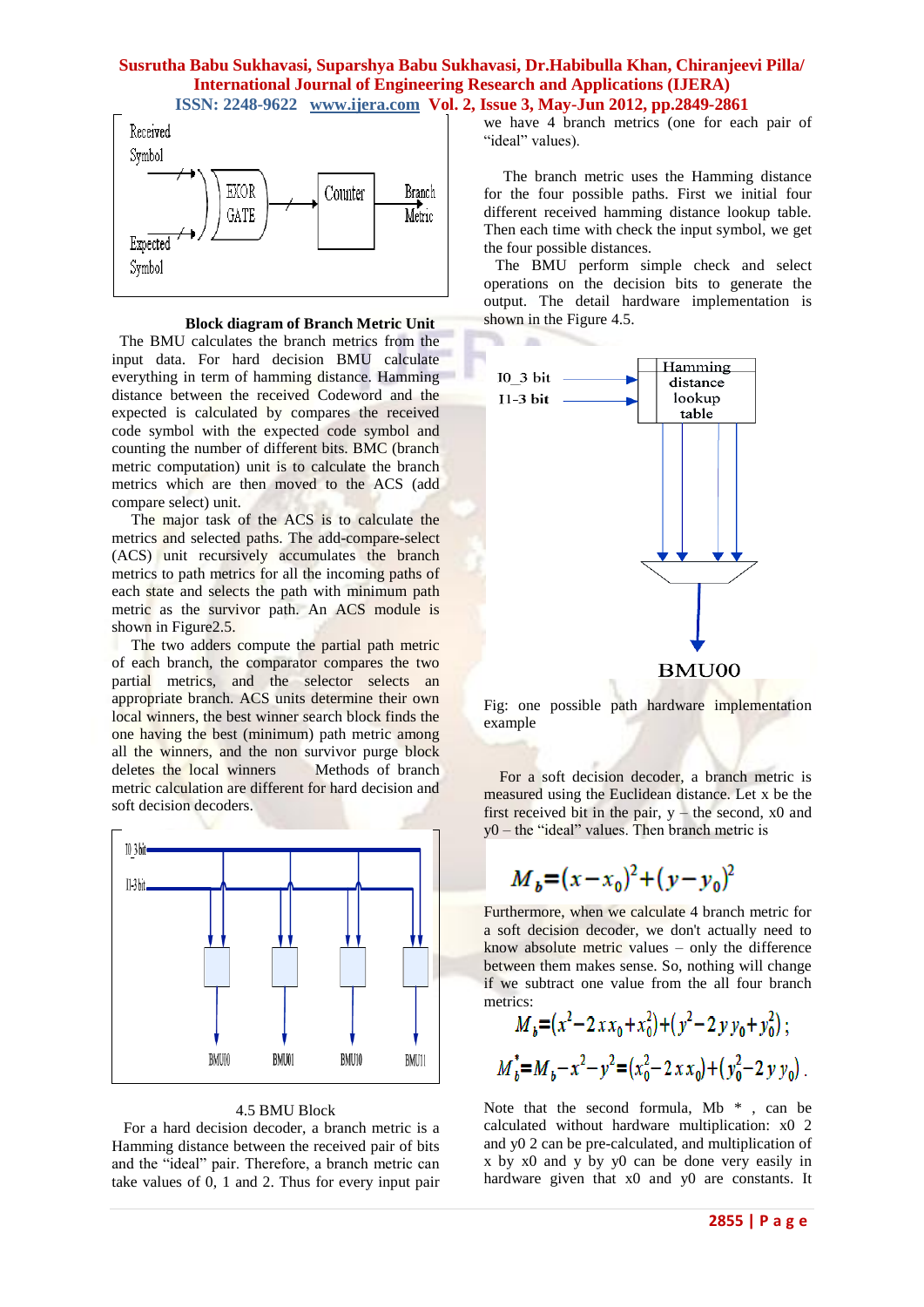Received Symbol

Expected Symbol

EXOR GATE

Counter

Branch Metric

**Block diagram of Branch Metric Unit**

The BMU calculates the branch metrics from the input data. For hard decision BMU calculate everything in term of hamming distance. Hamming distance between the received Codeword and the expected is calculated by compares the received code symbol with the expected code symbol and counting the number of different bits. BMC (branch metric computation) unit is to calculate the branch metrics which are then moved to the ACS (add compare select) unit.

The major task of the ACS is to calculate the metrics and selected paths. The add-compare-select (ACS) unit recursively accumulates the branch metrics to path metrics for all the incoming paths of each state and selects the path with minimum path metric as the survivor path. An ACS module is shown in Figure2.5.

The two adders compute the partial path metric of each branch, the comparator compares the two partial metrics, and the selector selects an appropriate branch. ACS units determine their own local winners, the best winner search block finds the one having the best (minimum) path metric among all the winners, and the non survivor purge block deletes the local winners Methods of branch metric calculation are different for hard decision and soft decision decoders.

I0_3bit

I1-3bit

BMU00 BMU01 BMU10 BMU11

4.5 BMU Block

For a hard decision decoder, a branch metric is a Hamming distance between the received pair of bits and the "ideal" pair. Therefore, a branch metric can take values of 0, 1 and 2. Thus for every input pair we have 4 branch metrics (one for each pair of "ideal" values).

The branch metric uses the Hamming distance for the four possible paths. First we initial four different received hamming distance lookup table. Then each time with check the input symbol, we get the four possible distances.

The BMU perform simple check and select operations on the decision bits to generate the output. The detail hardware implementation is shown in the Figure 4.5.

I0_3 bit

I1-3 bit

Hamming distance lookup table

BMU00

Fig: one possible path hardware implementation example

For a soft decision decoder, a branch metric is measured using the Euclidean distance. Let x be the first received bit in the pair, y – the second, x0 and y0 – the "ideal" values. Then branch metric is

$$M_b = (x - x_0)^2 + (y - y_0)^2$$

Furthermore, when we calculate 4 branch metric for a soft decision decoder, we don't actually need to know absolute metric values – only the difference between them makes sense. So, nothing will change if we subtract one value from the all four branch metrics:

$$M_b = (x^2 - 2xx_0 + x_0^2) + (y^2 - 2yy_0 + y_0^2);$$

$$M_b^* = M_b - x^2 - y^2 = (x_0^2 - 2xx_0) + (y_0^2 - 2yy_0).$$

Note that the second formula, Mb *, can be calculated without hardware multiplication: x0 2 and y0 2 can be pre-calculated, and multiplication of x by x0 and y by y0 can be done very easily in hardware given that x0 and y0 are constants. It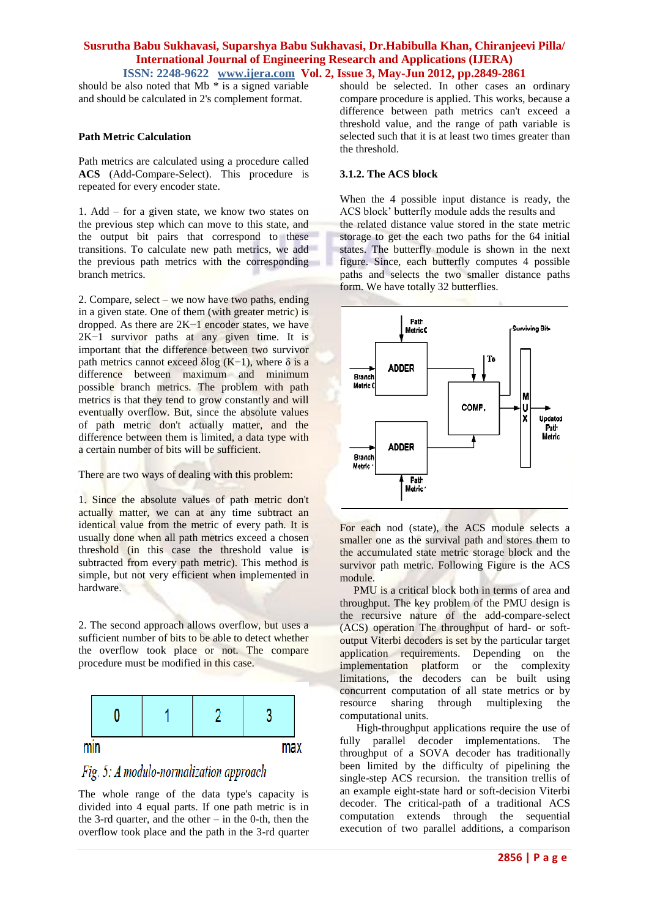should be also noted that Mb * is a signed variable and should be calculated in 2's complement format.

**Path Metric Calculation**

Path metrics are calculated using a procedure called **ACS** (Add-Compare-Select). This procedure is repeated for every encoder state.

1. Add – for a given state, we know two states on the previous step which can move to this state, and the output bit pairs that correspond to these transitions. To calculate new path metrics, we add the previous path metrics with the corresponding branch metrics.

2. Compare, select – we now have two paths, ending in a given state. One of them (with greater metric) is dropped. As there are 2K−1 encoder states, we have 2K−1 survivor paths at any given time. It is important that the difference between two survivor path metrics cannot exceed δlog (K−1), where δ is a difference between maximum and minimum possible branch metrics. The problem with path metrics is that they tend to grow constantly and will eventually overflow. But, since the absolute values of path metric don't actually matter, and the difference between them is limited, a data type with a certain number of bits will be sufficient.

There are two ways of dealing with this problem:

1. Since the absolute values of path metric don't actually matter, we can at any time subtract an identical value from the metric of every path. It is usually done when all path metrics exceed a chosen threshold (in this case the threshold value is subtracted from every path metric). This method is simple, but not very efficient when implemented in hardware.

2. The second approach allows overflow, but uses a sufficient number of bits to be able to detect whether the overflow took place or not. The compare procedure must be modified in this case.

0 1 2 3

min max

*Fig. 5: A modulo-normalization approach*

The whole range of the data type's capacity is divided into 4 equal parts. If one path metric is in the 3-rd quarter, and the other – in the 0-th, then the overflow took place and the path in the 3-rd quarter should be selected. In other cases an ordinary compare procedure is applied. This works, because a difference between path metrics can't exceed a threshold value, and the range of path variable is selected such that it is at least two times greater than the threshold.

**3.1.2. The ACS block**

When the 4 possible input distance is ready, the ACS block' butterfly module adds the results and the related distance value stored in the state metric storage to get the each two paths for the 64 initial states. The butterfly module is shown in the next figure. Since, each butterfly computes 4 possible paths and selects the two smaller distance paths form. We have totally 32 butterflies.

Path Metric0
Branch Metric0
ADDER
Surviving Bit
To
COMP.
M U X
Updated Path Metric
ADDER
Branch Metric1
Path Metric1

For each nod (state), the ACS module selects a smaller one as the survival path and stores them to the accumulated state metric storage block and the survivor path metric. Following Figure is the ACS module.

PMU is a critical block both in terms of area and throughput. The key problem of the PMU design is the recursive nature of the add-compare-select (ACS) operation The throughput of hard- or soft-output Viterbi decoders is set by the particular target application requirements. Depending on the implementation platform or the complexity limitations, the decoders can be built using concurrent computation of all state metrics or by resource sharing through multiplexing the computational units.

High-throughput applications require the use of fully parallel decoder implementations. The throughput of a SOVA decoder has traditionally been limited by the difficulty of pipelining the single-step ACS recursion. the transition trellis of an example eight-state hard or soft-decision Viterbi decoder. The critical-path of a traditional ACS computation extends through the sequential execution of two parallel additions, a comparison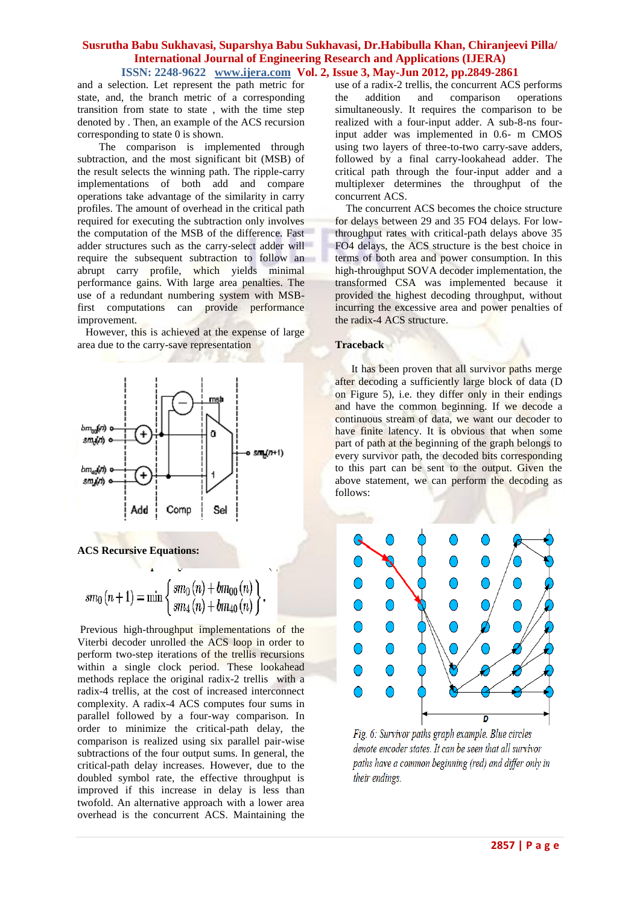and a selection. Let represent the path metric for state, and, the branch metric of a corresponding transition from state to state , with the time step denoted by . Then, an example of the ACS recursion corresponding to state 0 is shown.

The comparison is implemented through subtraction, and the most significant bit (MSB) of the result selects the winning path. The ripple-carry implementations of both add and compare operations take advantage of the similarity in carry profiles. The amount of overhead in the critical path required for executing the subtraction only involves the computation of the MSB of the difference. Fast adder structures such as the carry-select adder will require the subsequent subtraction to follow an abrupt carry profile, which yields minimal performance gains. With large area penalties. The use of a redundant numbering system with MSB-first computations can provide performance improvement.

However, this is achieved at the expense of large area due to the carry-save representation

$bm_{00}(n)$
$sm_0(n)$
$bm_{40}(n)$
$sm_4(n)$
msb
0
1
$sm_0(n+1)$
Add
Comp
Sel

**ACS Recursive Equations:**

$$sm_0(n+1) = \min \left\{ \begin{array}{l} sm_0(n) + bm_{00}(n) \\ sm_4(n) + bm_{40}(n) \end{array} \right\}.$$

Previous high-throughput implementations of the Viterbi decoder unrolled the ACS loop in order to perform two-step iterations of the trellis recursions within a single clock period. These lookahead methods replace the original radix-2 trellis with a radix-4 trellis, at the cost of increased interconnect complexity. A radix-4 ACS computes four sums in parallel followed by a four-way comparison. In order to minimize the critical-path delay, the comparison is realized using six parallel pair-wise subtractions of the four output sums. In general, the critical-path delay increases. However, due to the doubled symbol rate, the effective throughput is improved if this increase in delay is less than twofold. An alternative approach with a lower area overhead is the concurrent ACS. Maintaining the use of a radix-2 trellis, the concurrent ACS performs the addition and comparison operations simultaneously. It requires the comparison to be realized with a four-input adder. A sub-8-ns four-input adder was implemented in 0.6- m CMOS using two layers of three-to-two carry-save adders, followed by a final carry-lookahead adder. The critical path through the four-input adder and a multiplexer determines the throughput of the concurrent ACS.

The concurrent ACS becomes the choice structure for delays between 29 and 35 FO4 delays. For low-throughput rates with critical-path delays above 35 FO4 delays, the ACS structure is the best choice in terms of both area and power consumption. In this high-throughput SOVA decoder implementation, the transformed CSA was implemented because it provided the highest decoding throughput, without incurring the excessive area and power penalties of the radix-4 ACS structure.

**Traceback**

It has been proven that all survivor paths merge after decoding a sufficiently large block of data (D on Figure 5), i.e. they differ only in their endings and have the common beginning. If we decode a continuous stream of data, we want our decoder to have finite latency. It is obvious that when some part of path at the beginning of the graph belongs to every survivor path, the decoded bits corresponding to this part can be sent to the output. Given the above statement, we can perform the decoding as follows:

D

*Fig. 6: Survivor paths graph example. Blue circles denote encoder states. It can be seen that all survivor paths have a common beginning (red) and differ only in their endings.*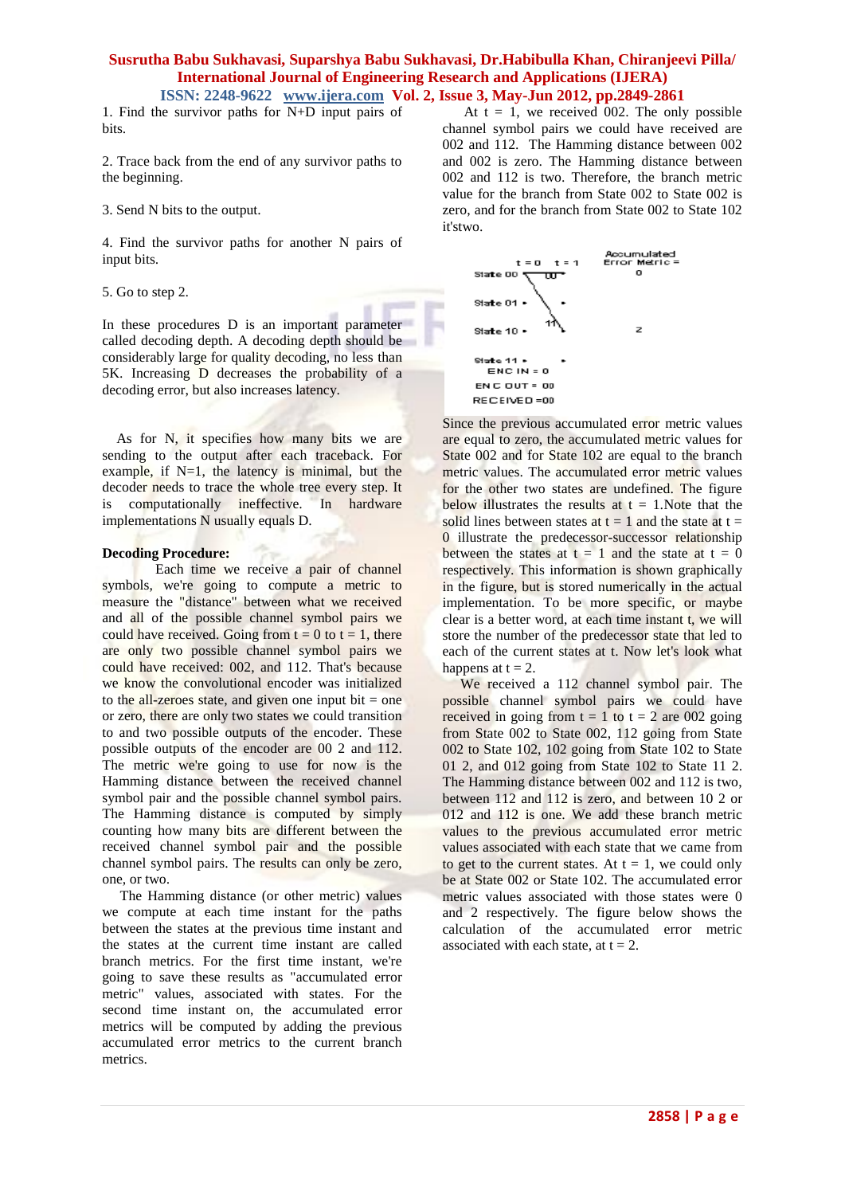1. Find the survivor paths for N+D input pairs of bits.

2. Trace back from the end of any survivor paths to the beginning.

3. Send N bits to the output.

4. Find the survivor paths for another N pairs of input bits.

5. Go to step 2.

In these procedures D is an important parameter called decoding depth. A decoding depth should be considerably large for quality decoding, no less than 5K. Increasing D decreases the probability of a decoding error, but also increases latency.

As for N, it specifies how many bits we are sending to the output after each traceback. For example, if N=1, the latency is minimal, but the decoder needs to trace the whole tree every step. It is computationally ineffective. In hardware implementations N usually equals D.

**Decoding Procedure:**

Each time we receive a pair of channel symbols, we're going to compute a metric to measure the "distance" between what we received and all of the possible channel symbol pairs we could have received. Going from t = 0 to t = 1, there are only two possible channel symbol pairs we could have received: 002, and 112. That's because we know the convolutional encoder was initialized to the all-zeroes state, and given one input bit = one or zero, there are only two states we could transition to and two possible outputs of the encoder. These possible outputs of the encoder are 00 2 and 112. The metric we're going to use for now is the Hamming distance between the received channel symbol pair and the possible channel symbol pairs. The Hamming distance is computed by simply counting how many bits are different between the received channel symbol pair and the possible channel symbol pairs. The results can only be zero, one, or two.

The Hamming distance (or other metric) values we compute at each time instant for the paths between the states at the previous time instant and the states at the current time instant are called branch metrics. For the first time instant, we're going to save these results as "accumulated error metric" values, associated with states. For the second time instant on, the accumulated error metrics will be computed by adding the previous accumulated error metrics to the current branch metrics.

At t = 1, we received 002. The only possible channel symbol pairs we could have received are 002 and 112. The Hamming distance between 002 and 002 is zero. The Hamming distance between 002 and 112 is two. Therefore, the branch metric value for the branch from State 002 to State 002 is zero, and for the branch from State 002 to State 102 it'stwo.

| | t = 0 | t = 1 | Accumulated Error Metric = |
|---|---|---|---|
| State 00 | | 00 | 0 |
| State 01 | | | |
| State 10 | | 11 | 2 |
| State 11 | | | |

ENC IN = 0
ENC OUT = 00
RECEIVED =00

Since the previous accumulated error metric values are equal to zero, the accumulated metric values for State 002 and for State 102 are equal to the branch metric values. The accumulated error metric values for the other two states are undefined. The figure below illustrates the results at t = 1.Note that the solid lines between states at t = 1 and the state at t = 0 illustrate the predecessor-successor relationship between the states at t = 1 and the state at t = 0 respectively. This information is shown graphically in the figure, but is stored numerically in the actual implementation. To be more specific, or maybe clear is a better word, at each time instant t, we will store the number of the predecessor state that led to each of the current states at t. Now let's look what happens at t = 2.

We received a 112 channel symbol pair. The possible channel symbol pairs we could have received in going from t = 1 to t = 2 are 002 going from State 002 to State 002, 112 going from State 002 to State 102, 102 going from State 102 to State 01 2, and 012 going from State 102 to State 11 2. The Hamming distance between 002 and 112 is two, between 112 and 112 is zero, and between 10 2 or 012 and 112 is one. We add these branch metric values to the previous accumulated error metric values associated with each state that we came from to get to the current states. At t = 1, we could only be at State 002 or State 102. The accumulated error metric values associated with those states were 0 and 2 respectively. The figure below shows the calculation of the accumulated error metric associated with each state, at t = 2.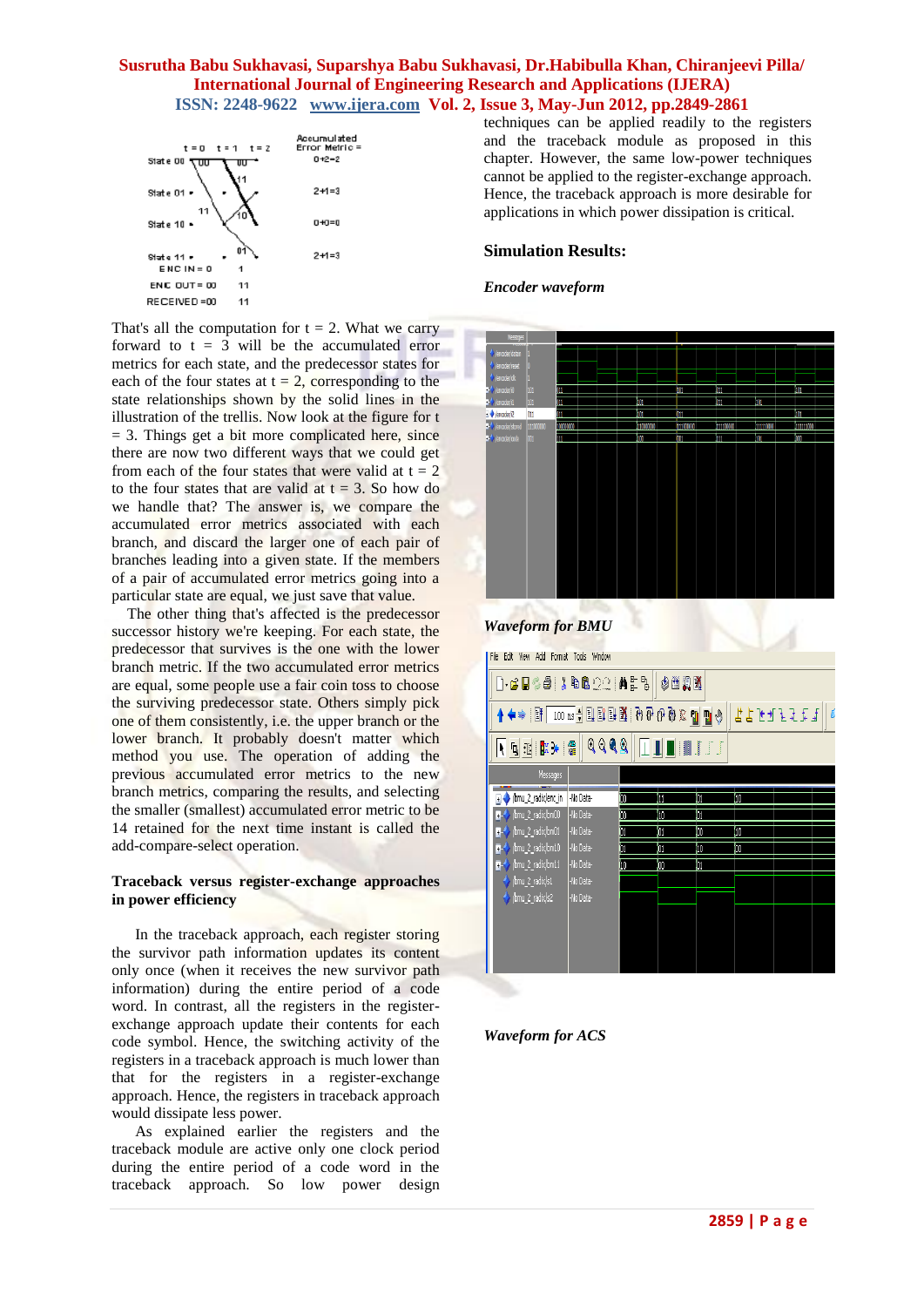t = 0 t = 1 t = 2

Accumulated Error Metric =

State 00 00 00 0+2=2

11

State 01 2+1=3

11 10

State 10 0+0=0

01

State 11 2+1=3

ENC IN = 0 1

ENC OUT = 00 11

RECEIVED = 00 11

That's all the computation for t = 2. What we carry forward to t = 3 will be the accumulated error metrics for each state, and the predecessor states for each of the four states at t = 2, corresponding to the state relationships shown by the solid lines in the illustration of the trellis. Now look at the figure for t = 3. Things get a bit more complicated here, since there are now two different ways that we could get from each of the four states that were valid at t = 2 to the four states that are valid at t = 3. So how do we handle that? The answer is, we compare the accumulated error metrics associated with each branch, and discard the larger one of each pair of branches leading into a given state. If the members of a pair of accumulated error metrics going into a particular state are equal, we just save that value.

The other thing that's affected is the predecessor successor history we're keeping. For each state, the predecessor that survives is the one with the lower branch metric. If the two accumulated error metrics are equal, some people use a fair coin toss to choose the surviving predecessor state. Others simply pick one of them consistently, i.e. the upper branch or the lower branch. It probably doesn't matter which method you use. The operation of adding the previous accumulated error metrics to the new branch metrics, comparing the results, and selecting the smaller (smallest) accumulated error metric to be 14 retained for the next time instant is called the add-compare-select operation.

**Traceback versus register-exchange approaches in power efficiency**

In the traceback approach, each register storing the survivor path information updates its content only once (when it receives the new survivor path information) during the entire period of a code word. In contrast, all the registers in the register-exchange approach update their contents for each code symbol. Hence, the switching activity of the registers in a traceback approach is much lower than that for the registers in a register-exchange approach. Hence, the registers in traceback approach would dissipate less power.

As explained earlier the registers and the traceback module are active only one clock period during the entire period of a code word in the traceback approach. So low power design techniques can be applied readily to the registers and the traceback module as proposed in this chapter. However, the same low-power techniques cannot be applied to the register-exchange approach. Hence, the traceback approach is more desirable for applications in which power dissipation is critical.

## Simulation Results:

***Encoder waveform***

***Waveform for BMU***

***Waveform for ACS***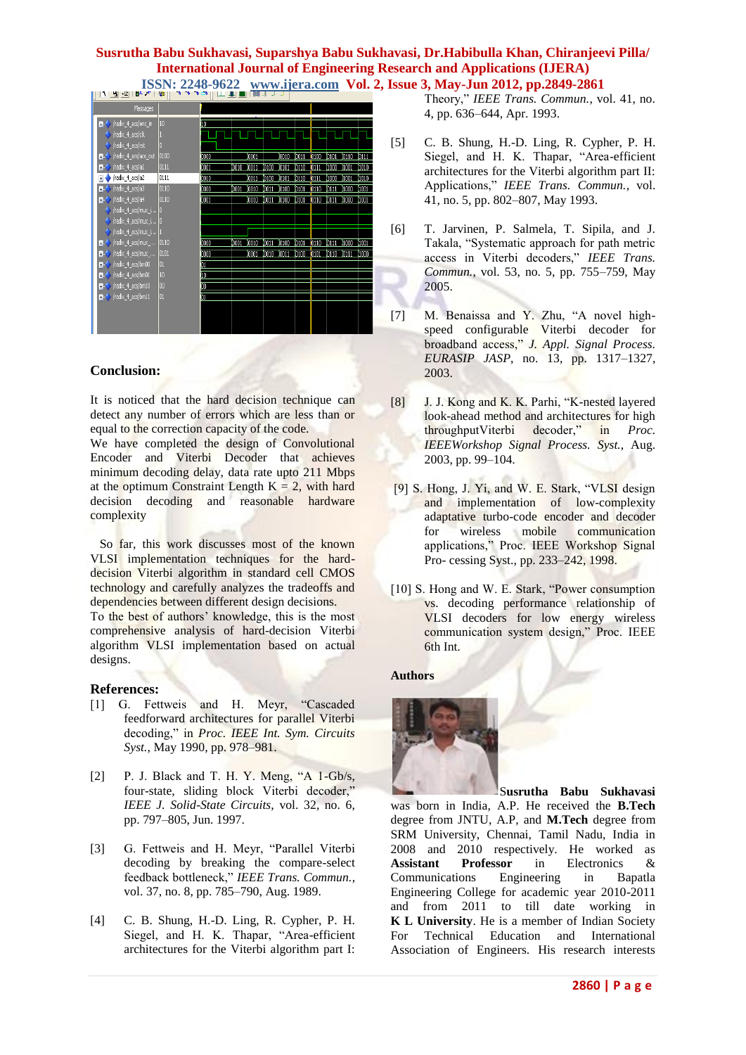## Conclusion:

It is noticed that the hard decision technique can detect any number of errors which are less than or equal to the correction capacity of the code.
We have completed the design of Convolutional Encoder and Viterbi Decoder that achieves minimum decoding delay, data rate upto 211 Mbps at the optimum Constraint Length K = 2, with hard decision decoding and reasonable hardware complexity

So far, this work discusses most of the known VLSI implementation techniques for the hard-decision Viterbi algorithm in standard cell CMOS technology and carefully analyzes the tradeoffs and dependencies between different design decisions.
To the best of authors' knowledge, this is the most comprehensive analysis of hard-decision Viterbi algorithm VLSI implementation based on actual designs.

## References:

[1] G. Fettweis and H. Meyr, "Cascaded feedforward architectures for parallel Viterbi decoding," in *Proc. IEEE Int. Sym. Circuits Syst.*, May 1990, pp. 978–981.

[2] P. J. Black and T. H. Y. Meng, "A 1-Gb/s, four-state, sliding block Viterbi decoder," *IEEE J. Solid-State Circuits*, vol. 32, no. 6, pp. 797–805, Jun. 1997.

[3] G. Fettweis and H. Meyr, "Parallel Viterbi decoding by breaking the compare-select feedback bottleneck," *IEEE Trans. Commun.*, vol. 37, no. 8, pp. 785–790, Aug. 1989.

[4] C. B. Shung, H.-D. Ling, R. Cypher, P. H. Siegel, and H. K. Thapar, "Area-efficient architectures for the Viterbi algorithm part I: Theory," *IEEE Trans. Commun.*, vol. 41, no. 4, pp. 636–644, Apr. 1993.

[5] C. B. Shung, H.-D. Ling, R. Cypher, P. H. Siegel, and H. K. Thapar, "Area-efficient architectures for the Viterbi algorithm part II: Applications," *IEEE Trans. Commun.*, vol. 41, no. 5, pp. 802–807, May 1993.

[6] T. Jarvinen, P. Salmela, T. Sipila, and J. Takala, "Systematic approach for path metric access in Viterbi decoders," *IEEE Trans. Commun.*, vol. 53, no. 5, pp. 755–759, May 2005.

[7] M. Benaissa and Y. Zhu, "A novel high-speed configurable Viterbi decoder for broadband access," *J. Appl. Signal Process. EURASIP JASP*, no. 13, pp. 1317–1327, 2003.

[8] J. J. Kong and K. K. Parhi, "K-nested layered look-ahead method and architectures for high throughputViterbi decoder," in *Proc. IEEEWorkshop Signal Process. Syst.*, Aug. 2003, pp. 99–104.

[9] S. Hong, J. Yi, and W. E. Stark, "VLSI design and implementation of low-complexity adaptative turbo-code encoder and decoder for wireless mobile communication applications," Proc. IEEE Workshop Signal Pro- cessing Syst., pp. 233–242, 1998.

[10] S. Hong and W. E. Stark, "Power consumption vs. decoding performance relationship of VLSI decoders for low energy wireless communication system design," Proc. IEEE 6th Int.

## Authors

**Susrutha Babu Sukhavasi** was born in India, A.P. He received the **B.Tech** degree from JNTU, A.P, and **M.Tech** degree from SRM University, Chennai, Tamil Nadu, India in 2008 and 2010 respectively. He worked as **Assistant Professor** in Electronics & Communications Engineering in Bapatla Engineering College for academic year 2010-2011 and from 2011 to till date working in **K L University**. He is a member of Indian Society For Technical Education and International Association of Engineers. His research interests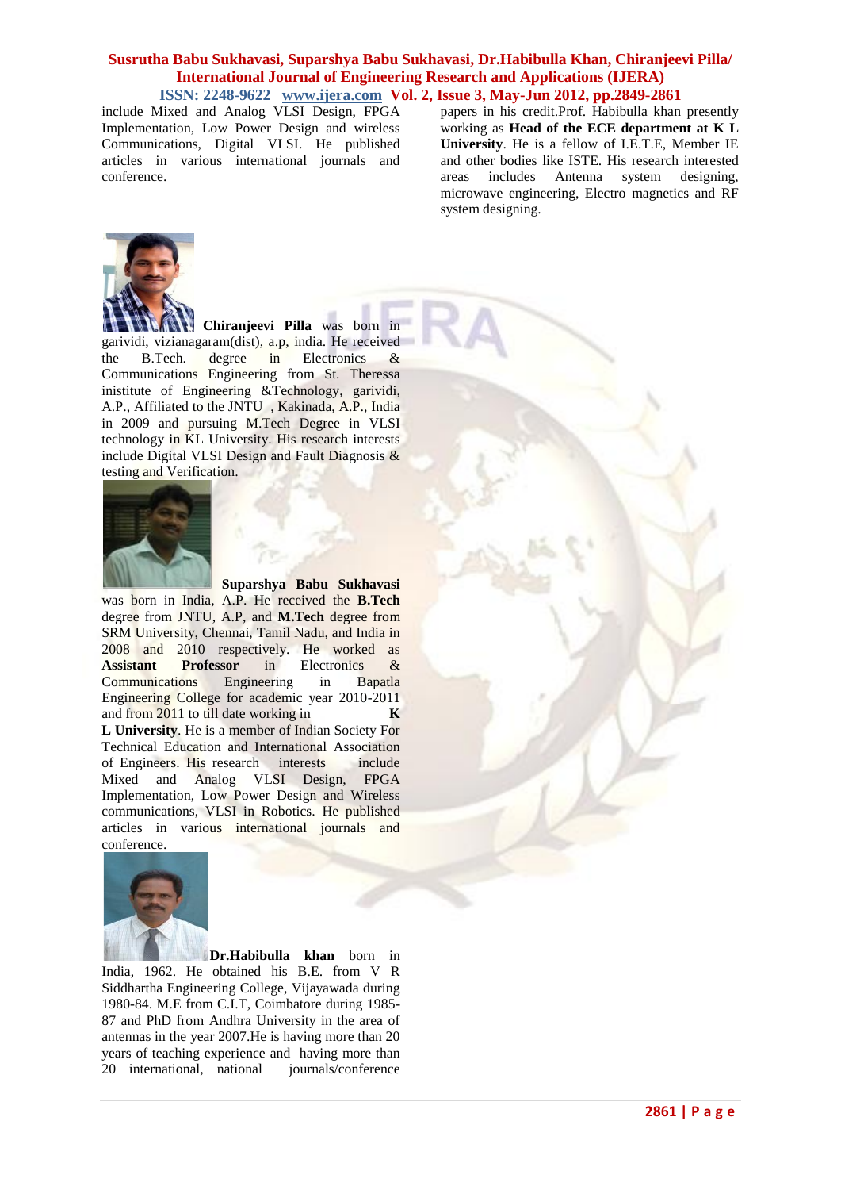include Mixed and Analog VLSI Design, FPGA Implementation, Low Power Design and wireless Communications, Digital VLSI. He published articles in various international journals and conference.

**Chiranjeevi Pilla** was born in garividi, vizianagaram(dist), a.p, india. He received the B.Tech. degree in Electronics & Communications Engineering from St. Theressa inistitute of Engineering &Technology, garividi, A.P., Affiliated to the JNTU , Kakinada, A.P., India in 2009 and pursuing M.Tech Degree in VLSI technology in KL University. His research interests include Digital VLSI Design and Fault Diagnosis & testing and Verification.

**Suparshya Babu Sukhavasi** was born in India, A.P. He received the **B.Tech** degree from JNTU, A.P, and **M.Tech** degree from SRM University, Chennai, Tamil Nadu, and India in 2008 and 2010 respectively. He worked as **Assistant Professor** in Electronics & Communications Engineering in Bapatla Engineering College for academic year 2010-2011 and from 2011 to till date working in **K L University**. He is a member of Indian Society For Technical Education and International Association of Engineers. His research interests include Mixed and Analog VLSI Design, FPGA Implementation, Low Power Design and Wireless communications, VLSI in Robotics. He published articles in various international journals and conference.

**Dr.Habibulla khan** born in India, 1962. He obtained his B.E. from V R Siddhartha Engineering College, Vijayawada during 1980-84. M.E from C.I.T, Coimbatore during 1985-87 and PhD from Andhra University in the area of antennas in the year 2007.He is having more than 20 years of teaching experience and having more than 20 international, national journals/conference papers in his credit.Prof. Habibulla khan presently working as **Head of the ECE department at K L University**. He is a fellow of I.E.T.E, Member IE and other bodies like ISTE. His research interested areas includes Antenna system designing, microwave engineering, Electro magnetics and RF system designing.